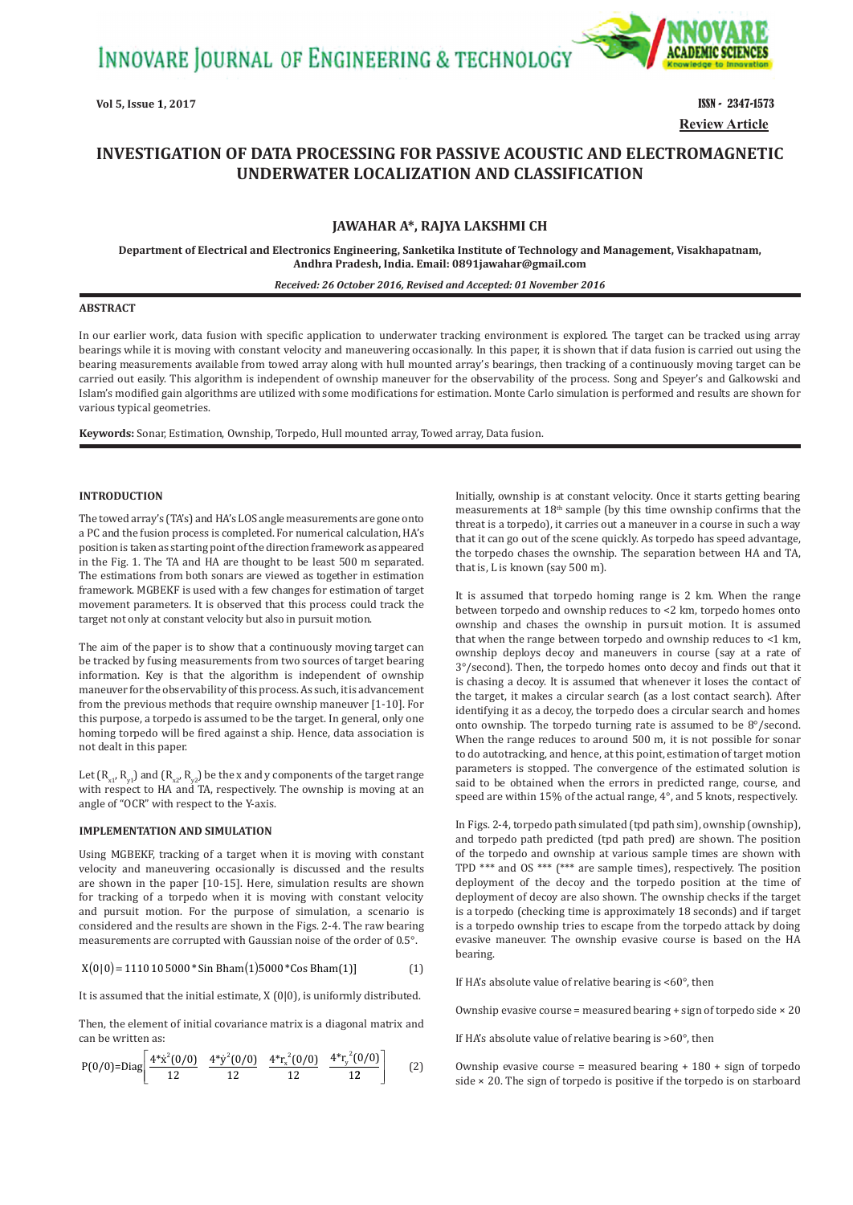Vol 5, Issue 1, 2017

ISSN - 2347-1573

**Review Article**

# INVESTIGATION OF DATA PROCESSING FOR PASSIVE ACOUSTIC AND ELECTROMAGNETIC UNDERWATER LOCALIZATION AND CLASSIFICATION

**JAWAHAR A*, RAJYA LAKSHMI CH**

**Department of Electrical and Electronics Engineering, Sanketika Institute of Technology and Management, Visakhapatnam, Andhra Pradesh, India. Email: 0891jawahar@gmail.com**

***Received: 26 October 2016, Revised and Accepted: 01 November 2016***

## ABSTRACT

In our earlier work, data fusion with specific application to underwater tracking environment is explored. The target can be tracked using array bearings while it is moving with constant velocity and maneuvering occasionally. In this paper, it is shown that if data fusion is carried out using the bearing measurements available from towed array along with hull mounted array's bearings, then tracking of a continuously moving target can be carried out easily. This algorithm is independent of ownship maneuver for the observability of the process. Song and Speyer's and Galkowski and Islam's modified gain algorithms are utilized with some modifications for estimation. Monte Carlo simulation is performed and results are shown for various typical geometries.

**Keywords:** Sonar, Estimation, Ownship, Torpedo, Hull mounted array, Towed array, Data fusion.

## INTRODUCTION

The towed array's (TA's) and HA's LOS angle measurements are gone onto a PC and the fusion process is completed. For numerical calculation, HA's position is taken as starting point of the direction framework as appeared in the Fig. 1. The TA and HA are thought to be least 500 m separated. The estimations from both sonars are viewed as together in estimation framework. MGBEKF is used with a few changes for estimation of target movement parameters. It is observed that this process could track the target not only at constant velocity but also in pursuit motion.

The aim of the paper is to show that a continuously moving target can be tracked by fusing measurements from two sources of target bearing information. Key is that the algorithm is independent of ownship maneuver for the observability of this process. As such, it is advancement from the previous methods that require ownship maneuver [1-10]. For this purpose, a torpedo is assumed to be the target. In general, only one homing torpedo will be fired against a ship. Hence, data association is not dealt in this paper.

Let ($R_{x1}$, $R_{y1}$) and ($R_{x2}$, $R_{y2}$) be the x and y components of the target range with respect to HA and TA, respectively. The ownship is moving at an angle of "OCR" with respect to the Y-axis.

## IMPLEMENTATION AND SIMULATION

Using MGBEKF, tracking of a target when it is moving with constant velocity and maneuvering occasionally is discussed and the results are shown in the paper [10-15]. Here, simulation results are shown for tracking of a torpedo when it is moving with constant velocity and pursuit motion. For the purpose of simulation, a scenario is considered and the results are shown in the Figs. 2-4. The raw bearing measurements are corrupted with Gaussian noise of the order of 0.5°.

$$X(0|0) = 1110\ 10\ 5000 * \text{Sin Bham}(1) 5000 * \text{Cos Bham}(1)] \tag{1}$$

It is assumed that the initial estimate, X (0|0), is uniformly distributed.

Then, the element of initial covariance matrix is a diagonal matrix and can be written as:

$$P(0/0) = \text{Diag}\left[\frac{4*\dot{x}^2(0/0)}{12} \quad \frac{4*\dot{y}^2(0/0)}{12} \quad \frac{4*r_x^2(0/0)}{12} \quad \frac{4*r_y^2(0/0)}{12}\right] \tag{2}$$

Initially, ownship is at constant velocity. Once it starts getting bearing measurements at 18th sample (by this time ownship confirms that the threat is a torpedo), it carries out a maneuver in a course in such a way that it can go out of the scene quickly. As torpedo has speed advantage, the torpedo chases the ownship. The separation between HA and TA, that is, L is known (say 500 m).

It is assumed that torpedo homing range is 2 km. When the range between torpedo and ownship reduces to <2 km, torpedo homes onto ownship and chases the ownship in pursuit motion. It is assumed that when the range between torpedo and ownship reduces to <1 km, ownship deploys decoy and maneuvers in course (say at a rate of 3°/second). Then, the torpedo homes onto decoy and finds out that it is chasing a decoy. It is assumed that whenever it loses the contact of the target, it makes a circular search (as a lost contact search). After identifying it as a decoy, the torpedo does a circular search and homes onto ownship. The torpedo turning rate is assumed to be 8°/second. When the range reduces to around 500 m, it is not possible for sonar to do autotracking, and hence, at this point, estimation of target motion parameters is stopped. The convergence of the estimated solution is said to be obtained when the errors in predicted range, course, and speed are within 15% of the actual range, 4°, and 5 knots, respectively.

In Figs. 2-4, torpedo path simulated (tpd path sim), ownship (ownship), and torpedo path predicted (tpd path pred) are shown. The position of the torpedo and ownship at various sample times are shown with TPD *** and OS *** (*** are sample times), respectively. The position deployment of the decoy and the torpedo position at the time of deployment of decoy are also shown. The ownship checks if the target is a torpedo (checking time is approximately 18 seconds) and if target is a torpedo ownship tries to escape from the torpedo attack by doing evasive maneuver. The ownship evasive course is based on the HA bearing.

If HA's absolute value of relative bearing is <60°, then

Ownship evasive course = measured bearing + sign of torpedo side × 20

If HA's absolute value of relative bearing is >60°, then

Ownship evasive course = measured bearing + 180 + sign of torpedo side × 20. The sign of torpedo is positive if the torpedo is on starboard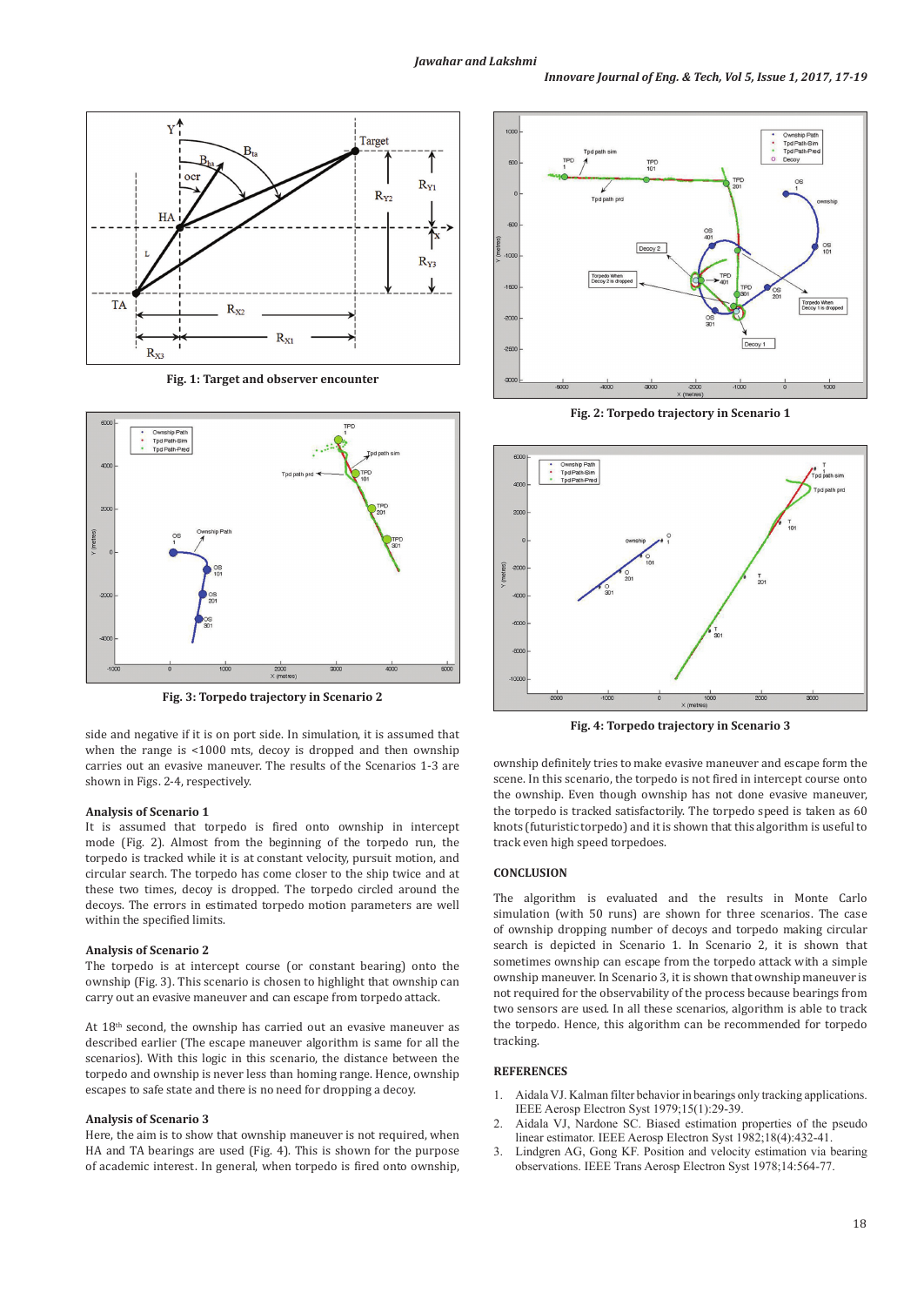Fig. 1: Target and observer encounter

Fig. 3: Torpedo trajectory in Scenario 2

side and negative if it is on port side. In simulation, it is assumed that when the range is <1000 mts, decoy is dropped and then ownship carries out an evasive maneuver. The results of the Scenarios 1-3 are shown in Figs. 2-4, respectively.

### Analysis of Scenario 1

It is assumed that torpedo is fired onto ownship in intercept mode (Fig. 2). Almost from the beginning of the torpedo run, the torpedo is tracked while it is at constant velocity, pursuit motion, and circular search. The torpedo has come closer to the ship twice and at these two times, decoy is dropped. The torpedo circled around the decoys. The errors in estimated torpedo motion parameters are well within the specified limits.

### Analysis of Scenario 2

The torpedo is at intercept course (or constant bearing) onto the ownship (Fig. 3). This scenario is chosen to highlight that ownship can carry out an evasive maneuver and can escape from torpedo attack.

At 18th second, the ownship has carried out an evasive maneuver as described earlier (The escape maneuver algorithm is same for all the scenarios). With this logic in this scenario, the distance between the torpedo and ownship is never less than homing range. Hence, ownship escapes to safe state and there is no need for dropping a decoy.

### Analysis of Scenario 3

Here, the aim is to show that ownship maneuver is not required, when HA and TA bearings are used (Fig. 4). This is shown for the purpose of academic interest. In general, when torpedo is fired onto ownship, ownship definitely tries to make evasive maneuver and escape form the scene. In this scenario, the torpedo is not fired in intercept course onto the ownship. Even though ownship has not done evasive maneuver, the torpedo is tracked satisfactorily. The torpedo speed is taken as 60 knots (futuristic torpedo) and it is shown that this algorithm is useful to track even high speed torpedoes.

Fig. 2: Torpedo trajectory in Scenario 1

Fig. 4: Torpedo trajectory in Scenario 3

## CONCLUSION

The algorithm is evaluated and the results in Monte Carlo simulation (with 50 runs) are shown for three scenarios. The case of ownship dropping number of decoys and torpedo making circular search is depicted in Scenario 1. In Scenario 2, it is shown that sometimes ownship can escape from the torpedo attack with a simple ownship maneuver. In Scenario 3, it is shown that ownship maneuver is not required for the observability of the process because bearings from two sensors are used. In all these scenarios, algorithm is able to track the torpedo. Hence, this algorithm can be recommended for torpedo tracking.

## REFERENCES

1. Aidala VJ. Kalman filter behavior in bearings only tracking applications. IEEE Aerosp Electron Syst 1979;15(1):29-39.
2. Aidala VJ, Nardone SC. Biased estimation properties of the pseudo linear estimator. IEEE Aerosp Electron Syst 1982;18(4):432-41.
3. Lindgren AG, Gong KF. Position and velocity estimation via bearing observations. IEEE Trans Aerosp Electron Syst 1978;14:564-77.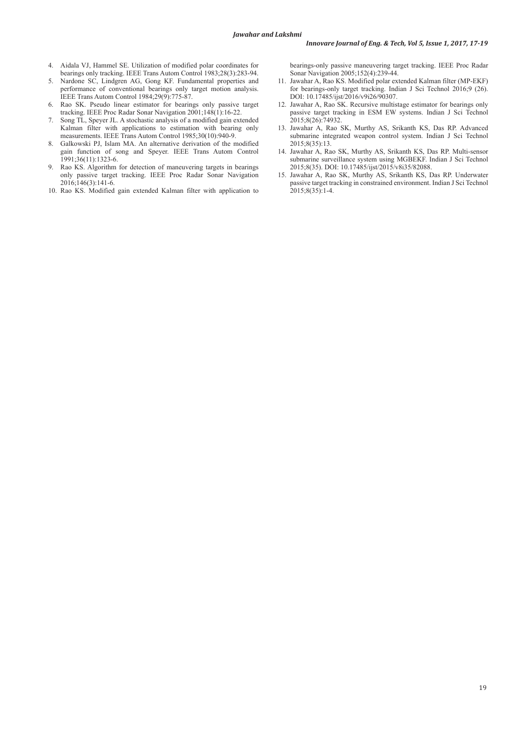4. Aidala VJ, Hammel SE. Utilization of modified polar coordinates for bearings only tracking. IEEE Trans Autom Control 1983;28(3):283-94.
5. Nardone SC, Lindgren AG, Gong KF. Fundamental properties and performance of conventional bearings only target motion analysis. IEEE Trans Autom Control 1984;29(9):775-87.
6. Rao SK. Pseudo linear estimator for bearings only passive target tracking. IEEE Proc Radar Sonar Navigation 2001;148(1):16-22.
7. Song TL, Speyer JL. A stochastic analysis of a modified gain extended Kalman filter with applications to estimation with bearing only measurements. IEEE Trans Autom Control 1985;30(10):940-9.
8. Galkowski PJ, Islam MA. An alternative derivation of the modified gain function of song and Speyer. IEEE Trans Autom Control 1991;36(11):1323-6.
9. Rao KS. Algorithm for detection of maneuvering targets in bearings only passive target tracking. IEEE Proc Radar Sonar Navigation 2016;146(3):141-6.
10. Rao KS. Modified gain extended Kalman filter with application to bearings-only passive maneuvering target tracking. IEEE Proc Radar Sonar Navigation 2005;152(4):239-44.
11. Jawahar A, Rao KS. Modified polar extended Kalman filter (MP-EKF) for bearings-only target tracking. Indian J Sci Technol 2016;9 (26). DOI: 10.17485/ijst/2016/v9i26/90307.
12. Jawahar A, Rao SK. Recursive multistage estimator for bearings only passive target tracking in ESM EW systems. Indian J Sci Technol 2015;8(26):74932.
13. Jawahar A, Rao SK, Murthy AS, Srikanth KS, Das RP. Advanced submarine integrated weapon control system. Indian J Sci Technol 2015;8(35):13.
14. Jawahar A, Rao SK, Murthy AS, Srikanth KS, Das RP. Multi-sensor submarine surveillance system using MGBEKF. Indian J Sci Technol 2015;8(35). DOI: 10.17485/ijst/2015/v8i35/82088.
15. Jawahar A, Rao SK, Murthy AS, Srikanth KS, Das RP. Underwater passive target tracking in constrained environment. Indian J Sci Technol 2015;8(35):1-4.